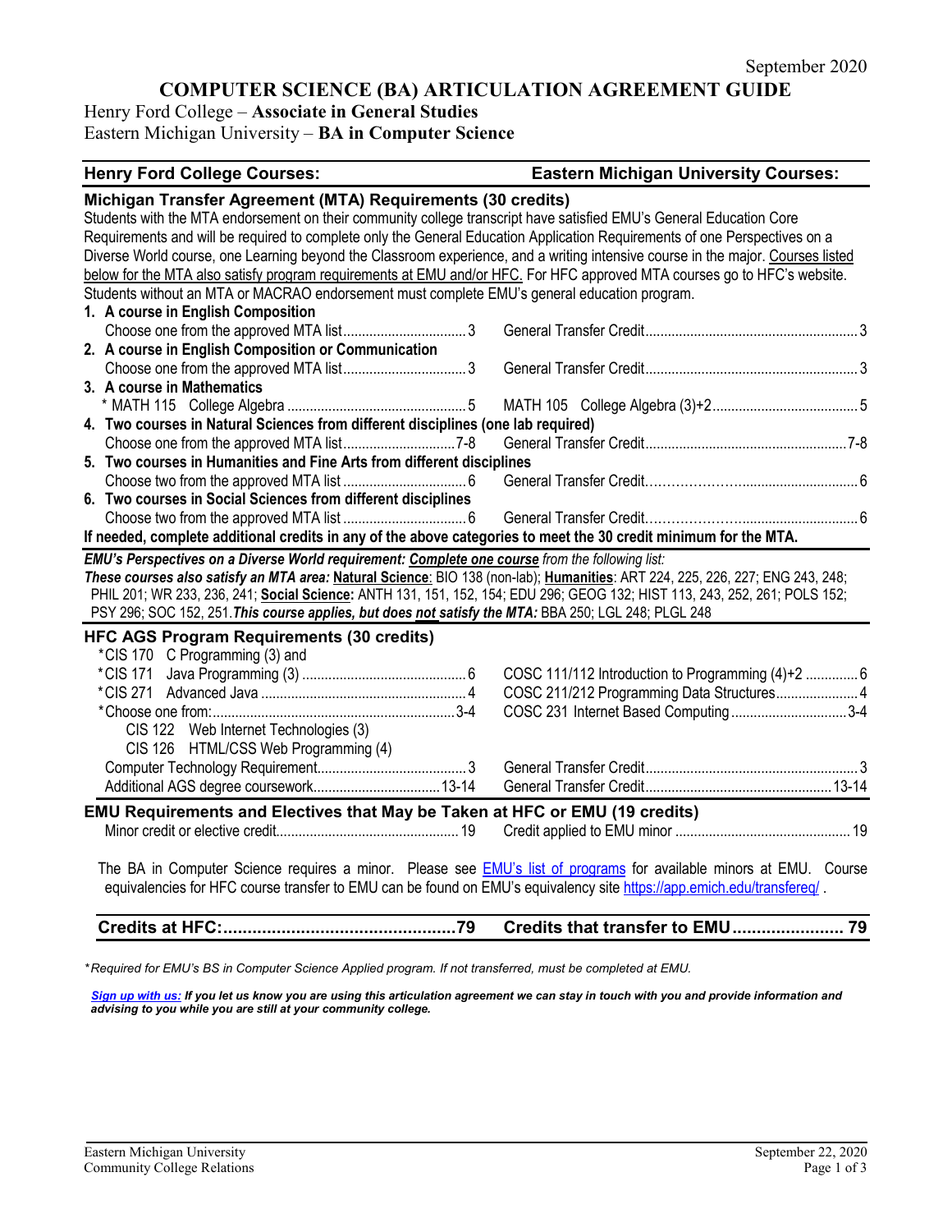September 2020

# COMPUTER SCIENCE (BA) ARTICULATION AGREEMENT GUIDE

Henry Ford College – **Associate in General Studies**
Eastern Michigan University – **BA in Computer Science**

| **Henry Ford College Courses:** | **Eastern Michigan University Courses:** |
|---|---|

## Michigan Transfer Agreement (MTA) Requirements (30 credits)

Students with the MTA endorsement on their community college transcript have satisfied EMU's General Education Core Requirements and will be required to complete only the General Education Application Requirements of one Perspectives on a Diverse World course, one Learning beyond the Classroom experience, and a writing intensive course in the major. Courses listed below for the MTA also satisfy program requirements at EMU and/or HFC. For HFC approved MTA courses go to HFC's website. Students without an MTA or MACRAO endorsement must complete EMU's general education program.

| Henry Ford College Courses | Credits | Eastern Michigan University Courses | Credits |
|---|---|---|---|
| **1. A course in English Composition** | | | |
| Choose one from the approved MTA list | 3 | General Transfer Credit | 3 |
| **2. A course in English Composition or Communication** | | | |
| Choose one from the approved MTA list | 3 | General Transfer Credit | 3 |
| **3. A course in Mathematics** | | | |
| * MATH 115 College Algebra | 5 | MATH 105 College Algebra (3)+2 | 5 |
| **4. Two courses in Natural Sciences from different disciplines (one lab required)** | | | |
| Choose one from the approved MTA list | 7-8 | General Transfer Credit | 7-8 |
| **5. Two courses in Humanities and Fine Arts from different disciplines** | | | |
| Choose two from the approved MTA list | 6 | General Transfer Credit | 6 |
| **6. Two courses in Social Sciences from different disciplines** | | | |
| Choose two from the approved MTA list | 6 | General Transfer Credit | 6 |

**If needed, complete additional credits in any of the above categories to meet the 30 credit minimum for the MTA.**

***EMU's Perspectives on a Diverse World requirement: Complete one course*** *from the following list:*
***These courses also satisfy an MTA area:* Natural Science**: BIO 138 (non-lab); **Humanities**: ART 224, 225, 226, 227; ENG 243, 248; PHIL 201; WR 233, 236, 241; **Social Science:** ANTH 131, 151, 152, 154; EDU 296; GEOG 132; HIST 113, 243, 252, 261; POLS 152; PSY 296; SOC 152, 251. ***This course applies, but does not satisfy the MTA:*** BBA 250; LGL 248; PLGL 248

## HFC AGS Program Requirements (30 credits)

| Henry Ford College Courses | Credits | Eastern Michigan University Courses | Credits |
|---|---|---|---|
| *CIS 170 C Programming (3) and | | | |
| *CIS 171 Java Programming (3) | 6 | COSC 111/112 Introduction to Programming (4)+2 | 6 |
| *CIS 271 Advanced Java | 4 | COSC 211/212 Programming Data Structures | 4 |
| *Choose one from: | 3-4 | COSC 231 Internet Based Computing | 3-4 |
| CIS 122 Web Internet Technologies (3) | | | |
| CIS 126 HTML/CSS Web Programming (4) | | | |
| Computer Technology Requirement | 3 | General Transfer Credit | 3 |
| Additional AGS degree coursework | 13-14 | General Transfer Credit | 13-14 |

## EMU Requirements and Electives that May be Taken at HFC or EMU (19 credits)

| Henry Ford College Courses | Credits | Eastern Michigan University Courses | Credits |
|---|---|---|---|
| Minor credit or elective credit | 19 | Credit applied to EMU minor | 19 |

The BA in Computer Science requires a minor. Please see [EMU's list of programs](EMU's list of programs) for available minors at EMU. Course equivalencies for HFC course transfer to EMU can be found on EMU's equivalency site https://app.emich.edu/transfereq/ .

| **Credits at HFC:** | **79** | **Credits that transfer to EMU** | **79** |
|---|---|---|---|

*\*Required for EMU's BS in Computer Science Applied program. If not transferred, must be completed at EMU.*

***Sign up with us:* *If you let us know you are using this articulation agreement we can stay in touch with you and provide information and advising to you while you are still at your community college.***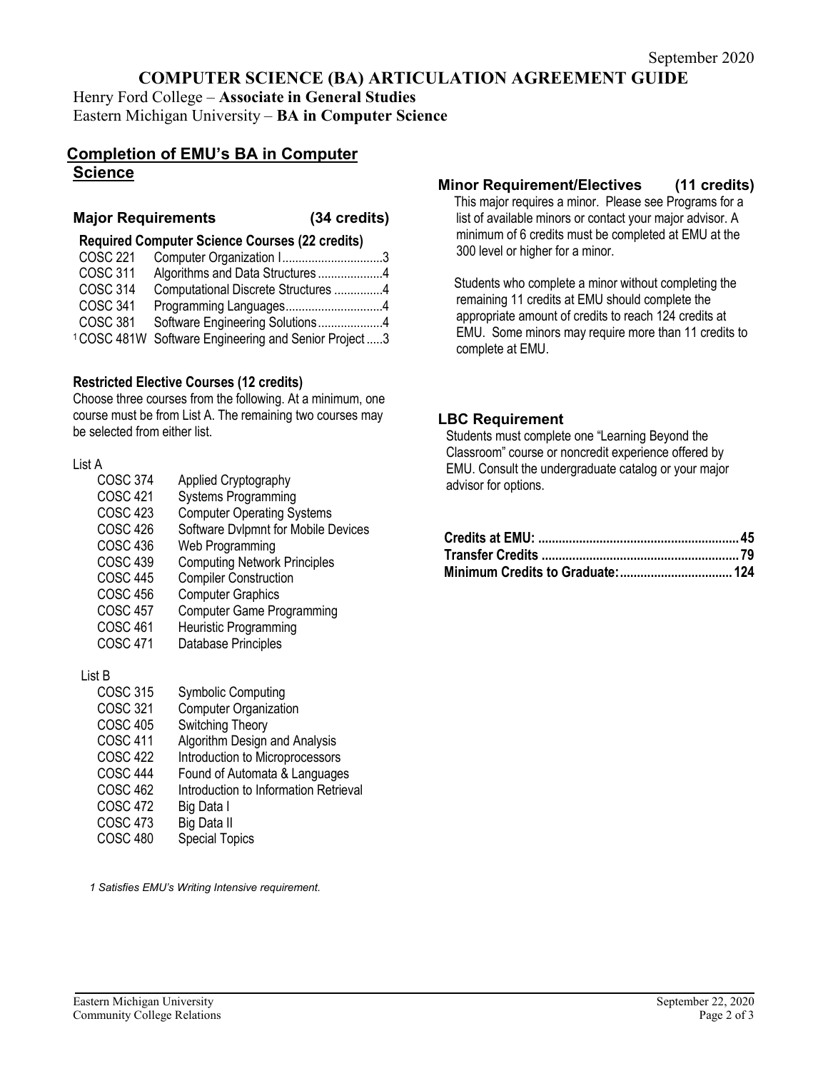September 2020

# COMPUTER SCIENCE (BA) ARTICULATION AGREEMENT GUIDE

Henry Ford College – **Associate in General Studies**
Eastern Michigan University – **BA in Computer Science**

## Completion of EMU's BA in Computer Science

### Major Requirements (34 credits)

**Required Computer Science Courses (22 credits)**

| Course | Title | Credits |
|---|---|---|
| COSC 221 | Computer Organization I | 3 |
| COSC 311 | Algorithms and Data Structures | 4 |
| COSC 314 | Computational Discrete Structures | 4 |
| COSC 341 | Programming Languages | 4 |
| COSC 381 | Software Engineering Solutions | 4 |
| [1] COSC 481W | Software Engineering and Senior Project | 3 |

**Restricted Elective Courses (12 credits)**

Choose three courses from the following. At a minimum, one course must be from List A. The remaining two courses may be selected from either list.

List A

| Course | Title |
|---|---|
| COSC 374 | Applied Cryptography |
| COSC 421 | Systems Programming |
| COSC 423 | Computer Operating Systems |
| COSC 426 | Software Dvlpmnt for Mobile Devices |
| COSC 436 | Web Programming |
| COSC 439 | Computing Network Principles |
| COSC 445 | Compiler Construction |
| COSC 456 | Computer Graphics |
| COSC 457 | Computer Game Programming |
| COSC 461 | Heuristic Programming |
| COSC 471 | Database Principles |

List B

| Course | Title |
|---|---|
| COSC 315 | Symbolic Computing |
| COSC 321 | Computer Organization |
| COSC 405 | Switching Theory |
| COSC 411 | Algorithm Design and Analysis |
| COSC 422 | Introduction to Microprocessors |
| COSC 444 | Found of Automata & Languages |
| COSC 462 | Introduction to Information Retrieval |
| COSC 472 | Big Data I |
| COSC 473 | Big Data II |
| COSC 480 | Special Topics |

*1 Satisfies EMU's Writing Intensive requirement.*

### Minor Requirement/Electives (11 credits)

This major requires a minor. Please see Programs for a list of available minors or contact your major advisor. A minimum of 6 credits must be completed at EMU at the 300 level or higher for a minor.

Students who complete a minor without completing the remaining 11 credits at EMU should complete the appropriate amount of credits to reach 124 credits at EMU. Some minors may require more than 11 credits to complete at EMU.

### LBC Requirement

Students must complete one "Learning Beyond the Classroom" course or noncredit experience offered by EMU. Consult the undergraduate catalog or your major advisor for options.

| | |
|---|---|
| **Credits at EMU:** | **45** |
| **Transfer Credits** | **79** |
| **Minimum Credits to Graduate:** | **124** |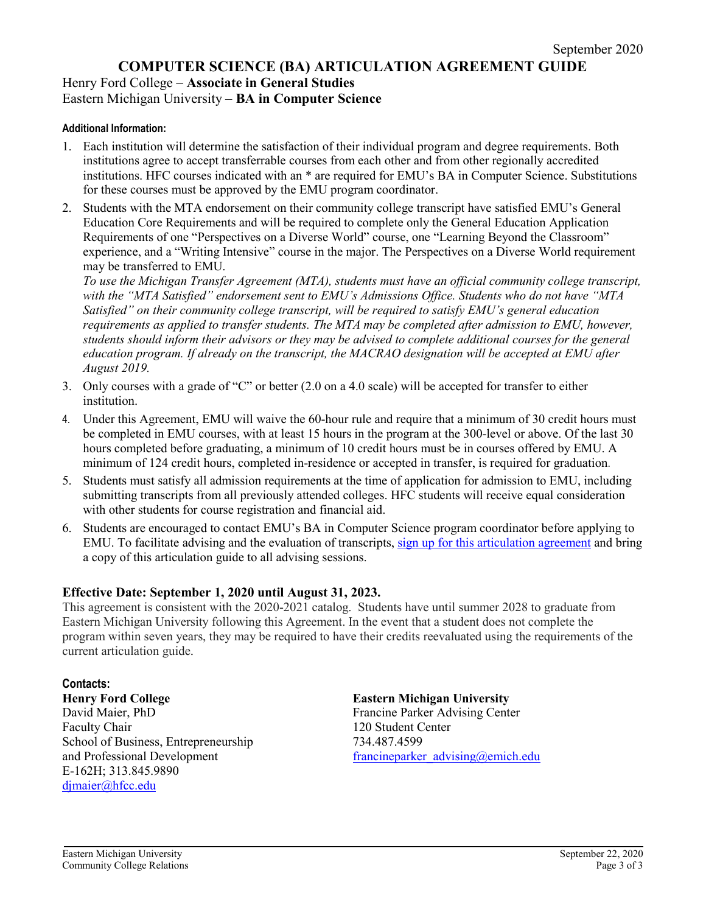September 2020

# COMPUTER SCIENCE (BA) ARTICULATION AGREEMENT GUIDE

Henry Ford College – **Associate in General Studies**
Eastern Michigan University – **BA in Computer Science**

**Additional Information:**

1. Each institution will determine the satisfaction of their individual program and degree requirements. Both institutions agree to accept transferrable courses from each other and from other regionally accredited institutions. HFC courses indicated with an * are required for EMU's BA in Computer Science. Substitutions for these courses must be approved by the EMU program coordinator.
2. Students with the MTA endorsement on their community college transcript have satisfied EMU's General Education Core Requirements and will be required to complete only the General Education Application Requirements of one "Perspectives on a Diverse World" course, one "Learning Beyond the Classroom" experience, and a "Writing Intensive" course in the major. The Perspectives on a Diverse World requirement may be transferred to EMU.
   *To use the Michigan Transfer Agreement (MTA), students must have an official community college transcript, with the "MTA Satisfied" endorsement sent to EMU's Admissions Office. Students who do not have "MTA Satisfied" on their community college transcript, will be required to satisfy EMU's general education requirements as applied to transfer students. The MTA may be completed after admission to EMU, however, students should inform their advisors or they may be advised to complete additional courses for the general education program. If already on the transcript, the MACRAO designation will be accepted at EMU after August 2019.*
3. Only courses with a grade of "C" or better (2.0 on a 4.0 scale) will be accepted for transfer to either institution.
4. Under this Agreement, EMU will waive the 60-hour rule and require that a minimum of 30 credit hours must be completed in EMU courses, with at least 15 hours in the program at the 300-level or above. Of the last 30 hours completed before graduating, a minimum of 10 credit hours must be in courses offered by EMU. A minimum of 124 credit hours, completed in-residence or accepted in transfer, is required for graduation.
5. Students must satisfy all admission requirements at the time of application for admission to EMU, including submitting transcripts from all previously attended colleges. HFC students will receive equal consideration with other students for course registration and financial aid.
6. Students are encouraged to contact EMU's BA in Computer Science program coordinator before applying to EMU. To facilitate advising and the evaluation of transcripts, sign up for this articulation agreement and bring a copy of this articulation guide to all advising sessions.

## Effective Date: September 1, 2020 until August 31, 2023.

This agreement is consistent with the 2020-2021 catalog. Students have until summer 2028 to graduate from Eastern Michigan University following this Agreement. In the event that a student does not complete the program within seven years, they may be required to have their credits reevaluated using the requirements of the current articulation guide.

**Contacts:**

**Henry Ford College**
David Maier, PhD
Faculty Chair
School of Business, Entrepreneurship and Professional Development
E-162H; 313.845.9890
djmaier@hfcc.edu

**Eastern Michigan University**
Francine Parker Advising Center
120 Student Center
734.487.4599
francineparker_advising@emich.edu